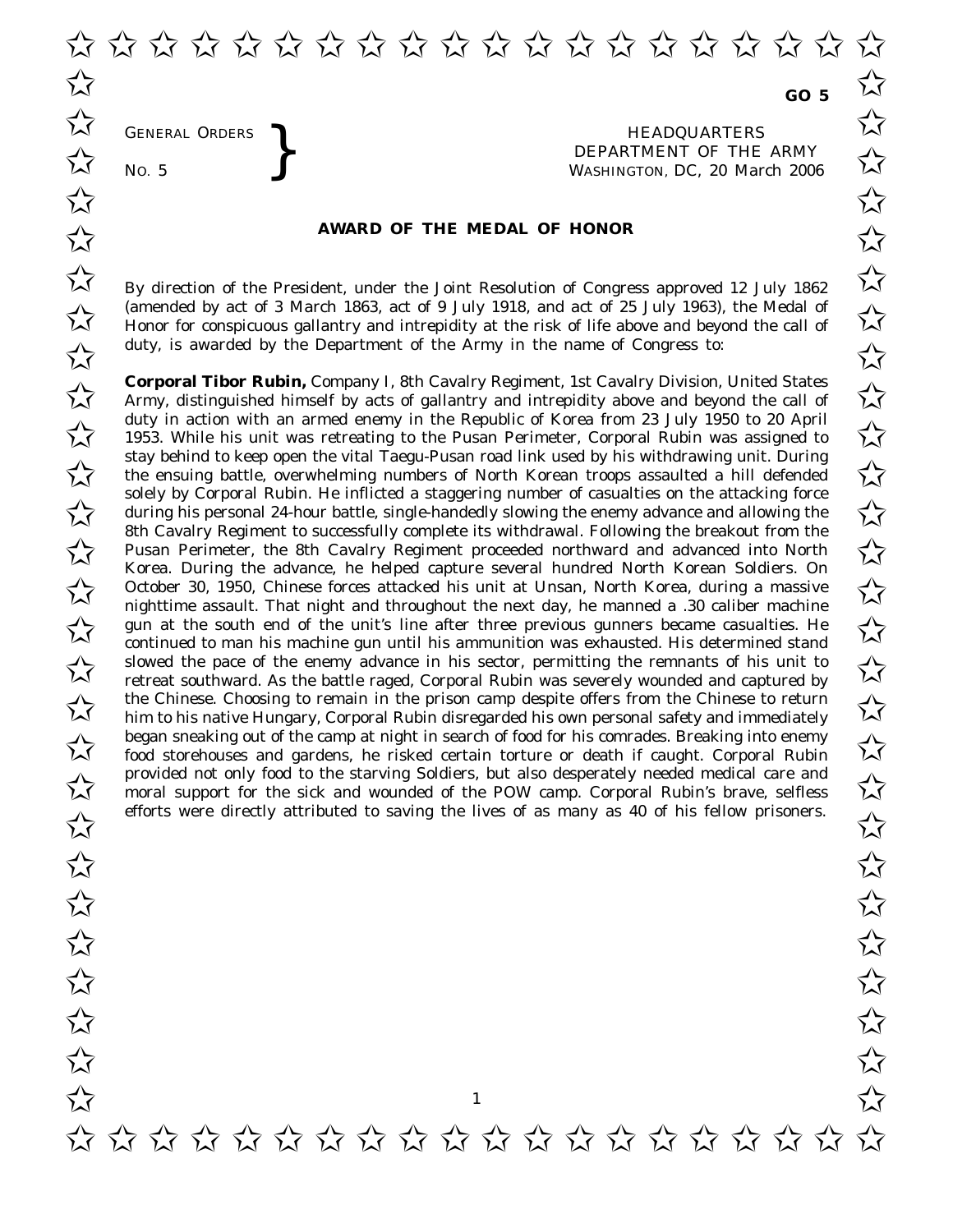**GO 5**

GENERAL ORDERS
NO. 5

HEADQUARTERS
DEPARTMENT OF THE ARMY
WASHINGTON, DC, 20 March 2006

## AWARD OF THE MEDAL OF HONOR

By direction of the President, under the Joint Resolution of Congress approved 12 July 1862 (amended by act of 3 March 1863, act of 9 July 1918, and act of 25 July 1963), the Medal of Honor for conspicuous gallantry and intrepidity at the risk of life above and beyond the call of duty, is awarded by the Department of the Army in the name of Congress to:

**Corporal Tibor Rubin,** Company I, 8th Cavalry Regiment, 1st Cavalry Division, United States Army, distinguished himself by acts of gallantry and intrepidity above and beyond the call of duty in action with an armed enemy in the Republic of Korea from 23 July 1950 to 20 April 1953. While his unit was retreating to the Pusan Perimeter, Corporal Rubin was assigned to stay behind to keep open the vital Taegu-Pusan road link used by his withdrawing unit. During the ensuing battle, overwhelming numbers of North Korean troops assaulted a hill defended solely by Corporal Rubin. He inflicted a staggering number of casualties on the attacking force during his personal 24-hour battle, single-handedly slowing the enemy advance and allowing the 8th Cavalry Regiment to successfully complete its withdrawal. Following the breakout from the Pusan Perimeter, the 8th Cavalry Regiment proceeded northward and advanced into North Korea. During the advance, he helped capture several hundred North Korean Soldiers. On October 30, 1950, Chinese forces attacked his unit at Unsan, North Korea, during a massive nighttime assault. That night and throughout the next day, he manned a .30 caliber machine gun at the south end of the unit's line after three previous gunners became casualties. He continued to man his machine gun until his ammunition was exhausted. His determined stand slowed the pace of the enemy advance in his sector, permitting the remnants of his unit to retreat southward. As the battle raged, Corporal Rubin was severely wounded and captured by the Chinese. Choosing to remain in the prison camp despite offers from the Chinese to return him to his native Hungary, Corporal Rubin disregarded his own personal safety and immediately began sneaking out of the camp at night in search of food for his comrades. Breaking into enemy food storehouses and gardens, he risked certain torture or death if caught. Corporal Rubin provided not only food to the starving Soldiers, but also desperately needed medical care and moral support for the sick and wounded of the POW camp. Corporal Rubin's brave, selfless efforts were directly attributed to saving the lives of as many as 40 of his fellow prisoners.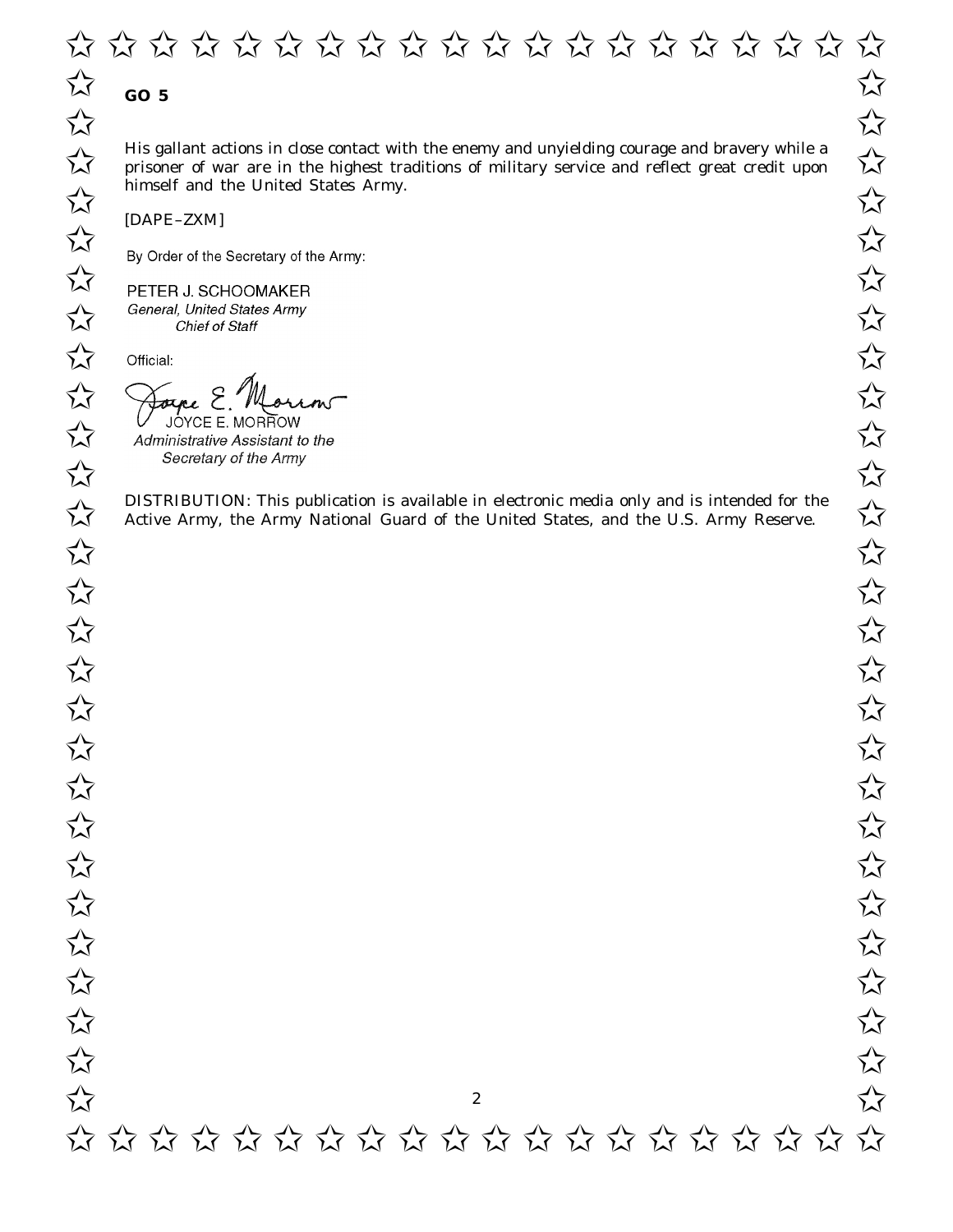**GO 5**

His gallant actions in close contact with the enemy and unyielding courage and bravery while a prisoner of war are in the highest traditions of military service and reflect great credit upon himself and the United States Army.

[DAPE–ZXM]

By Order of the Secretary of the Army:

PETER J. SCHOOMAKER
*General, United States Army*
*Chief of Staff*

Official:

JOYCE E. MORROW
*Administrative Assistant to the*
*Secretary of the Army*

DISTRIBUTION: This publication is available in electronic media only and is intended for the Active Army, the Army National Guard of the United States, and the U.S. Army Reserve.